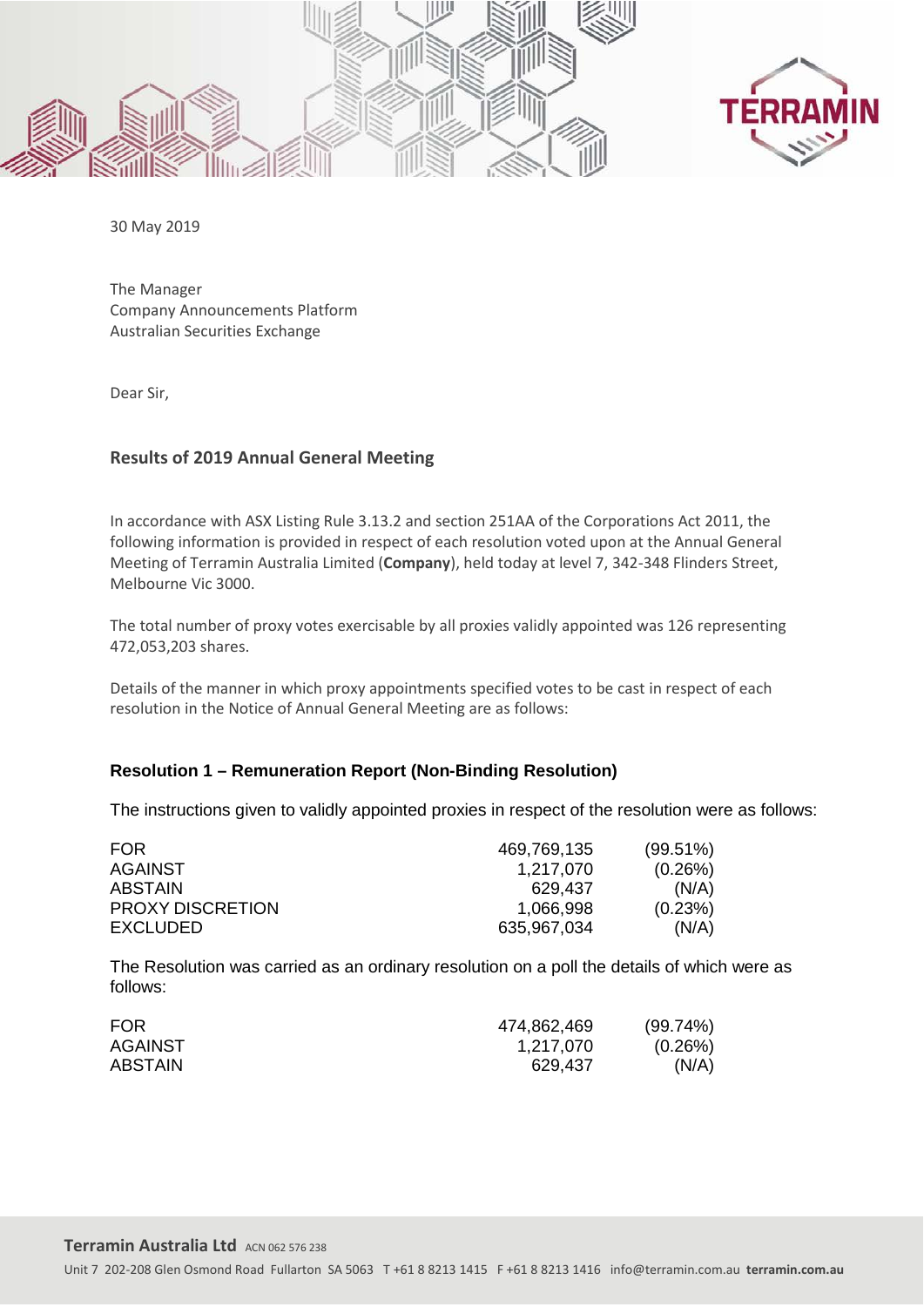30 May 2019

The Manager
Company Announcements Platform
Australian Securities Exchange

Dear Sir,

## Results of 2019 Annual General Meeting

In accordance with ASX Listing Rule 3.13.2 and section 251AA of the Corporations Act 2011, the following information is provided in respect of each resolution voted upon at the Annual General Meeting of Terramin Australia Limited (**Company**), held today at level 7, 342-348 Flinders Street, Melbourne Vic 3000.

The total number of proxy votes exercisable by all proxies validly appointed was 126 representing 472,053,203 shares.

Details of the manner in which proxy appointments specified votes to be cast in respect of each resolution in the Notice of Annual General Meeting are as follows:

### Resolution 1 – Remuneration Report (Non-Binding Resolution)

The instructions given to validly appointed proxies in respect of the resolution were as follows:

| | | |
|---|---|---|
| FOR | 469,769,135 | (99.51%) |
| AGAINST | 1,217,070 | (0.26%) |
| ABSTAIN | 629,437 | (N/A) |
| PROXY DISCRETION | 1,066,998 | (0.23%) |
| EXCLUDED | 635,967,034 | (N/A) |

The Resolution was carried as an ordinary resolution on a poll the details of which were as follows:

| | | |
|---|---|---|
| FOR | 474,862,469 | (99.74%) |
| AGAINST | 1,217,070 | (0.26%) |
| ABSTAIN | 629,437 | (N/A) |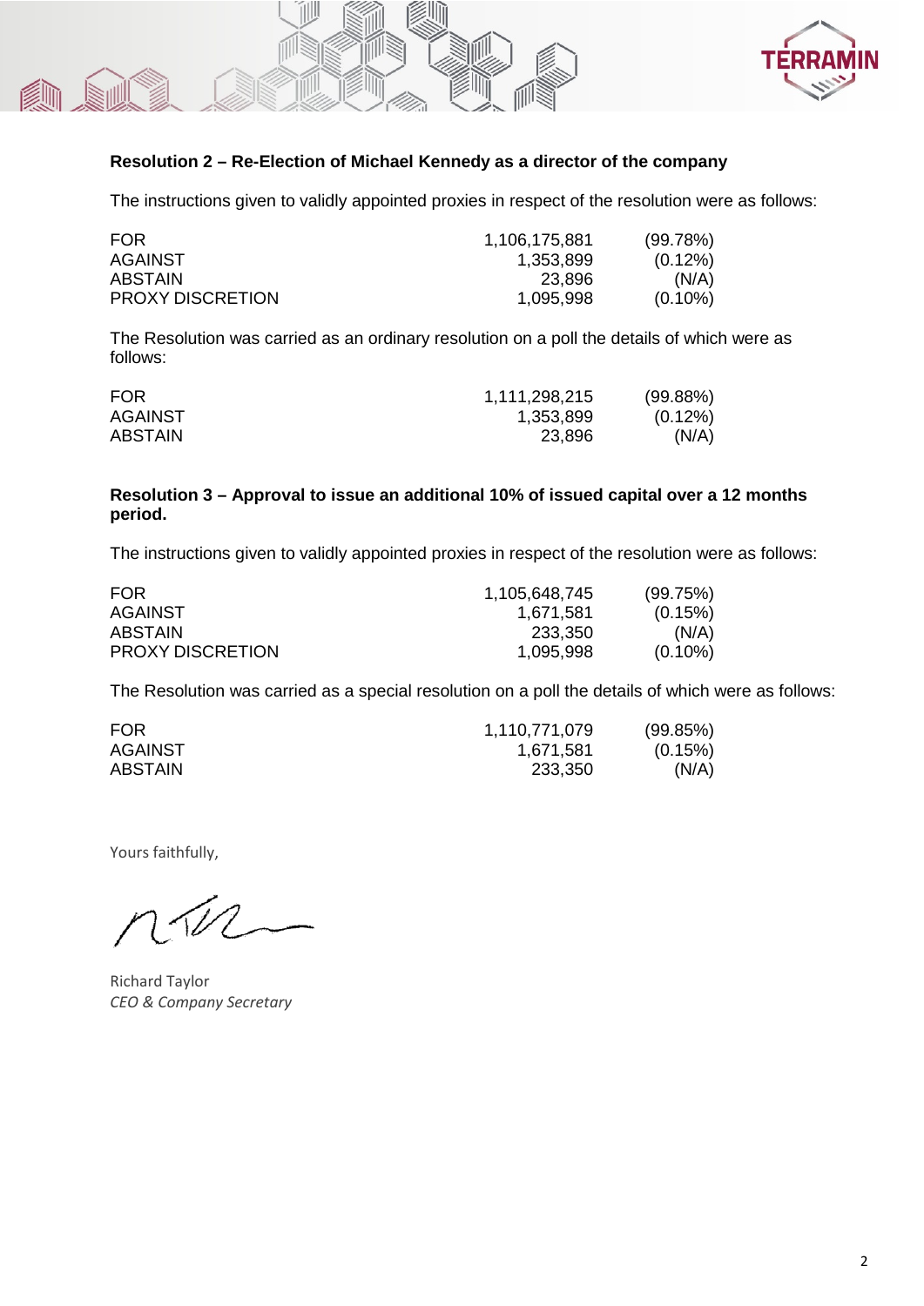**Resolution 2 – Re-Election of Michael Kennedy as a director of the company**

The instructions given to validly appointed proxies in respect of the resolution were as follows:

| | | |
|---|---|---|
| FOR | 1,106,175,881 | (99.78%) |
| AGAINST | 1,353,899 | (0.12%) |
| ABSTAIN | 23,896 | (N/A) |
| PROXY DISCRETION | 1,095,998 | (0.10%) |

The Resolution was carried as an ordinary resolution on a poll the details of which were as follows:

| | | |
|---|---|---|
| FOR | 1,111,298,215 | (99.88%) |
| AGAINST | 1,353,899 | (0.12%) |
| ABSTAIN | 23,896 | (N/A) |

**Resolution 3 – Approval to issue an additional 10% of issued capital over a 12 months period.**

The instructions given to validly appointed proxies in respect of the resolution were as follows:

| | | |
|---|---|---|
| FOR | 1,105,648,745 | (99.75%) |
| AGAINST | 1,671,581 | (0.15%) |
| ABSTAIN | 233,350 | (N/A) |
| PROXY DISCRETION | 1,095,998 | (0.10%) |

The Resolution was carried as a special resolution on a poll the details of which were as follows:

| | | |
|---|---|---|
| FOR | 1,110,771,079 | (99.85%) |
| AGAINST | 1,671,581 | (0.15%) |
| ABSTAIN | 233,350 | (N/A) |

Yours faithfully,

Richard Taylor
*CEO & Company Secretary*